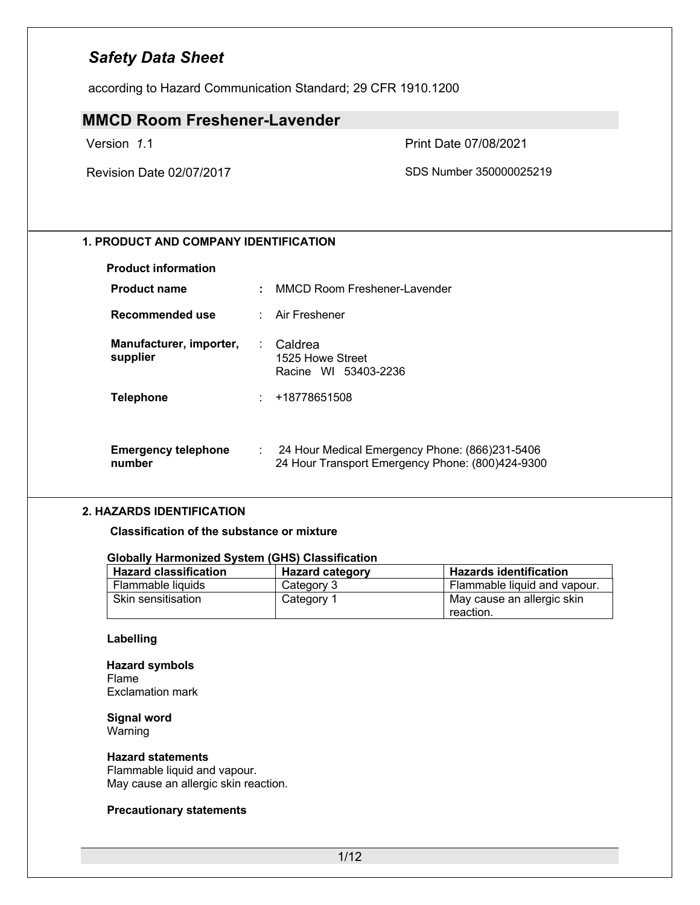# *Safety Data Sheet*

according to Hazard Communication Standard; 29 CFR 1910.1200

## MMCD Room Freshener-Lavender

Version *1*.1

Print Date 07/08/2021

Revision Date 02/07/2017

SDS Number 350000025219

### 1. PRODUCT AND COMPANY IDENTIFICATION

**Product information**

**Product name** : MMCD Room Freshener-Lavender

**Recommended use** : Air Freshener

**Manufacturer, importer, supplier** : Caldrea
1525 Howe Street
Racine WI 53403-2236

**Telephone** : +18778651508

**Emergency telephone number** : 24 Hour Medical Emergency Phone: (866)231-5406
24 Hour Transport Emergency Phone: (800)424-9300

### 2. HAZARDS IDENTIFICATION

**Classification of the substance or mixture**

**Globally Harmonized System (GHS) Classification**

| Hazard classification | Hazard category | Hazards identification |
| --- | --- | --- |
| Flammable liquids | Category 3 | Flammable liquid and vapour. |
| Skin sensitisation | Category 1 | May cause an allergic skin reaction. |

**Labelling**

**Hazard symbols**
Flame
Exclamation mark

**Signal word**
Warning

**Hazard statements**
Flammable liquid and vapour.
May cause an allergic skin reaction.

**Precautionary statements**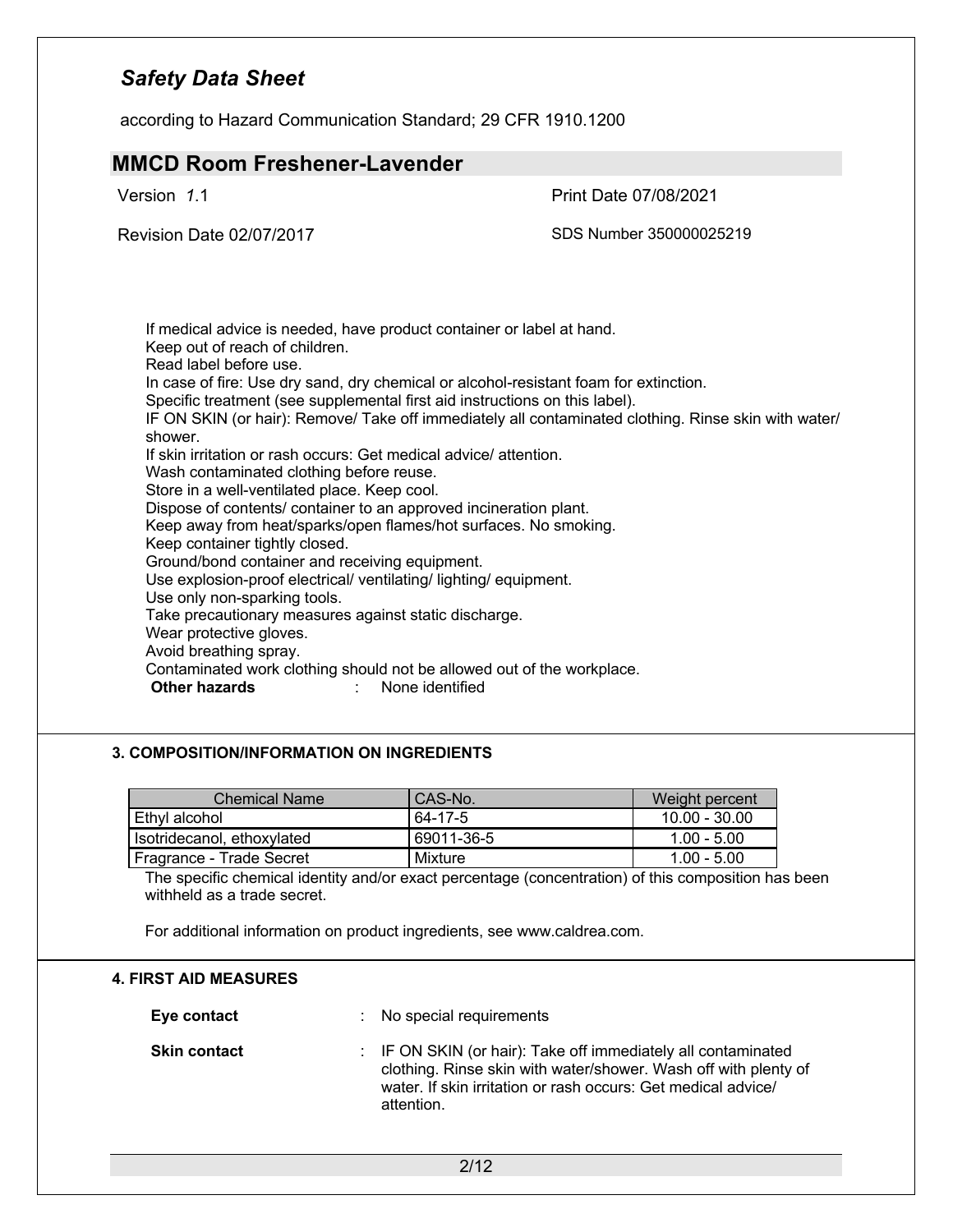If medical advice is needed, have product container or label at hand.
Keep out of reach of children.
Read label before use.
In case of fire: Use dry sand, dry chemical or alcohol-resistant foam for extinction.
Specific treatment (see supplemental first aid instructions on this label).
IF ON SKIN (or hair): Remove/ Take off immediately all contaminated clothing. Rinse skin with water/ shower.
If skin irritation or rash occurs: Get medical advice/ attention.
Wash contaminated clothing before reuse.
Store in a well-ventilated place. Keep cool.
Dispose of contents/ container to an approved incineration plant.
Keep away from heat/sparks/open flames/hot surfaces. No smoking.
Keep container tightly closed.
Ground/bond container and receiving equipment.
Use explosion-proof electrical/ ventilating/ lighting/ equipment.
Use only non-sparking tools.
Take precautionary measures against static discharge.
Wear protective gloves.
Avoid breathing spray.
Contaminated work clothing should not be allowed out of the workplace.

**Other hazards** : None identified

### 3. COMPOSITION/INFORMATION ON INGREDIENTS

| Chemical Name | CAS-No. | Weight percent |
|---|---|---|
| Ethyl alcohol | 64-17-5 | 10.00 - 30.00 |
| Isotridecanol, ethoxylated | 69011-36-5 | 1.00 - 5.00 |
| Fragrance - Trade Secret | Mixture | 1.00 - 5.00 |

The specific chemical identity and/or exact percentage (concentration) of this composition has been withheld as a trade secret.

For additional information on product ingredients, see www.caldrea.com.

### 4. FIRST AID MEASURES

**Eye contact** : No special requirements

**Skin contact** : IF ON SKIN (or hair): Take off immediately all contaminated clothing. Rinse skin with water/shower. Wash off with plenty of water. If skin irritation or rash occurs: Get medical advice/ attention.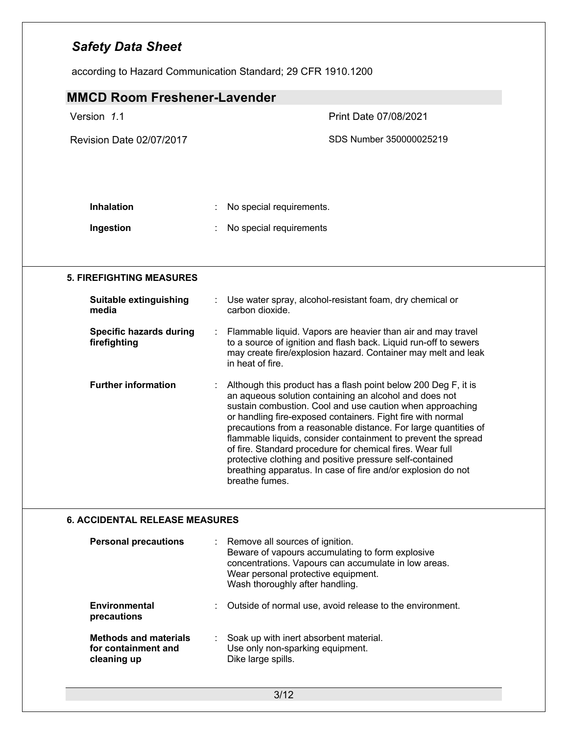| | | |
|---|---|---|
| **Inhalation** | : | No special requirements. |
| **Ingestion** | : | No special requirements |

## 5. FIREFIGHTING MEASURES

| | | |
|---|---|---|
| **Suitable extinguishing media** | : | Use water spray, alcohol-resistant foam, dry chemical or carbon dioxide. |
| **Specific hazards during firefighting** | : | Flammable liquid. Vapors are heavier than air and may travel to a source of ignition and flash back. Liquid run-off to sewers may create fire/explosion hazard. Container may melt and leak in heat of fire. |
| **Further information** | : | Although this product has a flash point below 200 Deg F, it is an aqueous solution containing an alcohol and does not sustain combustion. Cool and use caution when approaching or handling fire-exposed containers. Fight fire with normal precautions from a reasonable distance. For large quantities of flammable liquids, consider containment to prevent the spread of fire. Standard procedure for chemical fires. Wear full protective clothing and positive pressure self-contained breathing apparatus. In case of fire and/or explosion do not breathe fumes. |

## 6. ACCIDENTAL RELEASE MEASURES

| | | |
|---|---|---|
| **Personal precautions** | : | Remove all sources of ignition.<br>Beware of vapours accumulating to form explosive concentrations. Vapours can accumulate in low areas.<br>Wear personal protective equipment.<br>Wash thoroughly after handling. |
| **Environmental precautions** | : | Outside of normal use, avoid release to the environment. |
| **Methods and materials for containment and cleaning up** | : | Soak up with inert absorbent material.<br>Use only non-sparking equipment.<br>Dike large spills. |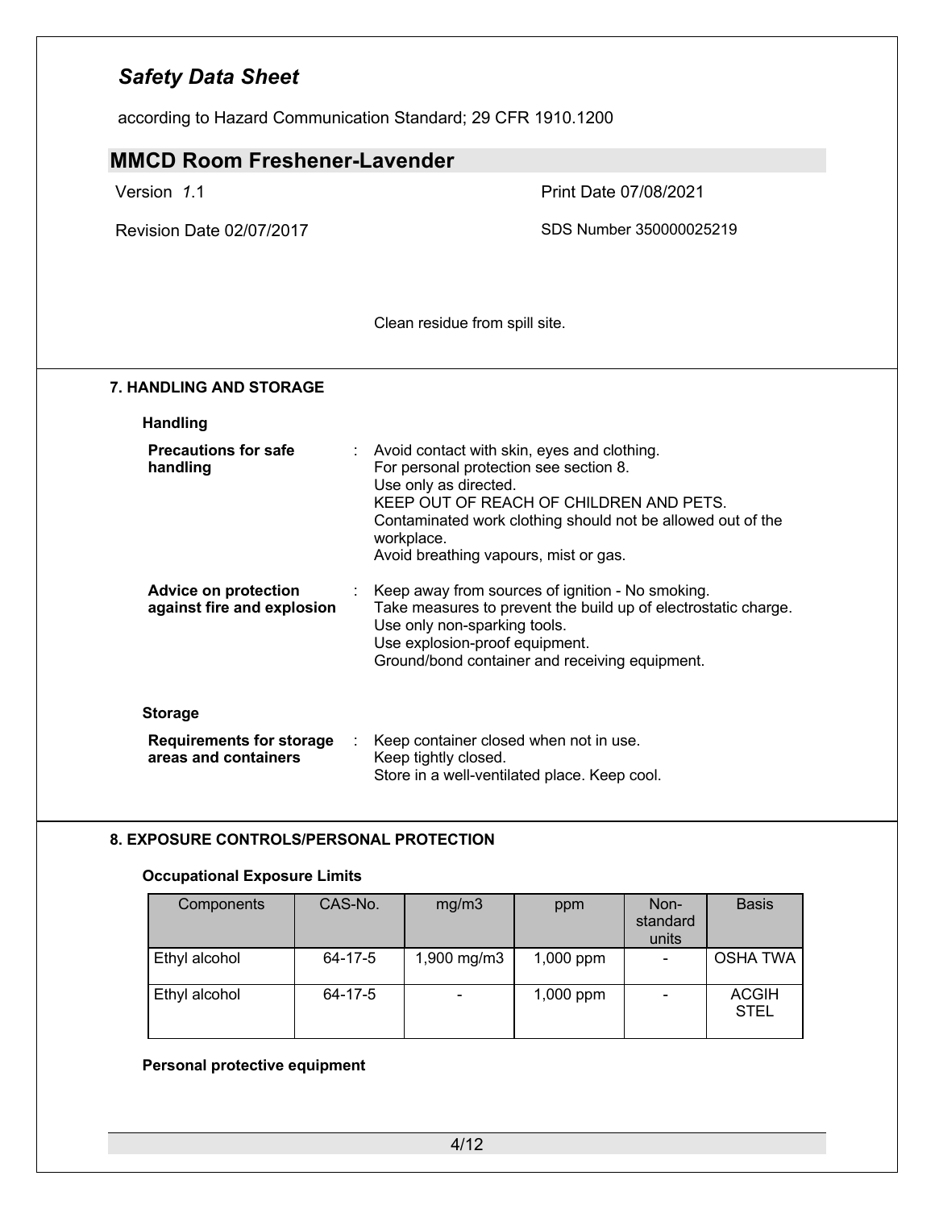Clean residue from spill site.

## 7. HANDLING AND STORAGE

### Handling

**Precautions for safe handling** : Avoid contact with skin, eyes and clothing.
For personal protection see section 8.
Use only as directed.
KEEP OUT OF REACH OF CHILDREN AND PETS.
Contaminated work clothing should not be allowed out of the workplace.
Avoid breathing vapours, mist or gas.

**Advice on protection against fire and explosion** : Keep away from sources of ignition - No smoking.
Take measures to prevent the build up of electrostatic charge.
Use only non-sparking tools.
Use explosion-proof equipment.
Ground/bond container and receiving equipment.

### Storage

**Requirements for storage areas and containers** : Keep container closed when not in use.
Keep tightly closed.
Store in a well-ventilated place. Keep cool.

## 8. EXPOSURE CONTROLS/PERSONAL PROTECTION

### Occupational Exposure Limits

| Components | CAS-No. | mg/m3 | ppm | Non-standard units | Basis |
|---|---|---|---|---|---|
| Ethyl alcohol | 64-17-5 | 1,900 mg/m3 | 1,000 ppm | - | OSHA TWA |
| Ethyl alcohol | 64-17-5 | - | 1,000 ppm | - | ACGIH STEL |

### Personal protective equipment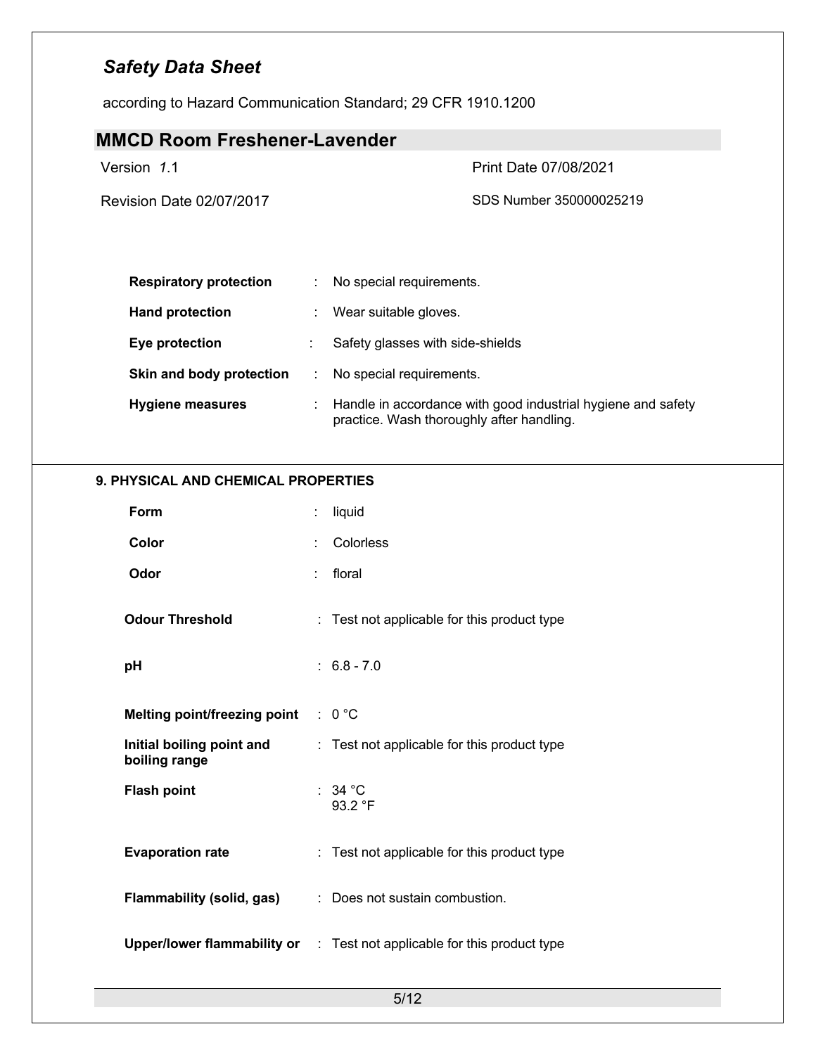| | | |
|---|---|---|
| **Respiratory protection** | : | No special requirements. |
| **Hand protection** | : | Wear suitable gloves. |
| **Eye protection** | : | Safety glasses with side-shields |
| **Skin and body protection** | : | No special requirements. |
| **Hygiene measures** | : | Handle in accordance with good industrial hygiene and safety practice. Wash thoroughly after handling. |

## 9. PHYSICAL AND CHEMICAL PROPERTIES

| | | |
|---|---|---|
| **Form** | : | liquid |
| **Color** | : | Colorless |
| **Odor** | : | floral |
| **Odour Threshold** | : | Test not applicable for this product type |
| **pH** | : | 6.8 - 7.0 |
| **Melting point/freezing point** | : | 0 °C |
| **Initial boiling point and boiling range** | : | Test not applicable for this product type |
| **Flash point** | : | 34 °C<br>93.2 °F |
| **Evaporation rate** | : | Test not applicable for this product type |
| **Flammability (solid, gas)** | : | Does not sustain combustion. |
| **Upper/lower flammability or** | : | Test not applicable for this product type |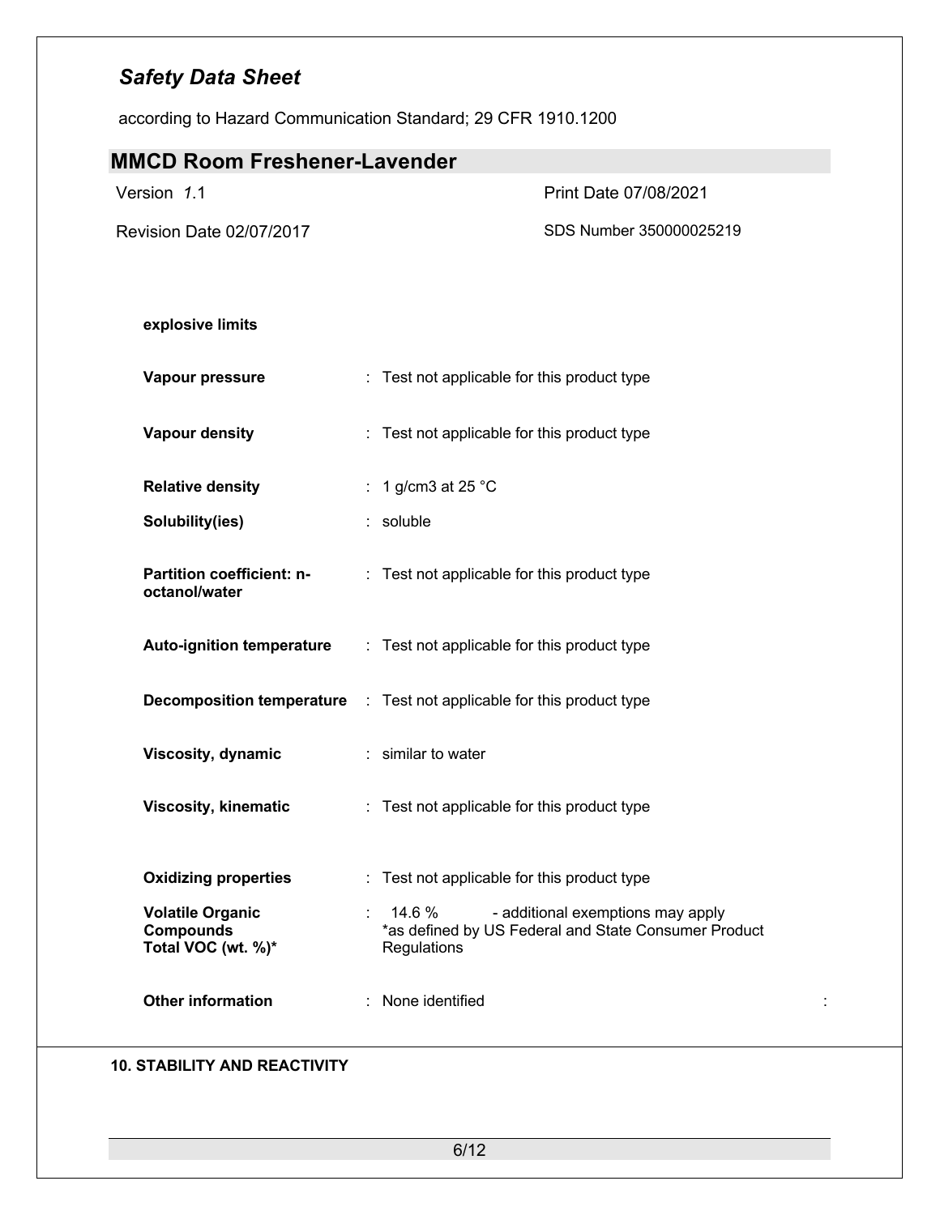**explosive limits**

| | | |
|---|---|---|
| **Vapour pressure** | : | Test not applicable for this product type |
| **Vapour density** | : | Test not applicable for this product type |
| **Relative density** | : | 1 g/cm3 at 25 °C |
| **Solubility(ies)** | : | soluble |
| **Partition coefficient: n-octanol/water** | : | Test not applicable for this product type |
| **Auto-ignition temperature** | : | Test not applicable for this product type |
| **Decomposition temperature** | : | Test not applicable for this product type |
| **Viscosity, dynamic** | : | similar to water |
| **Viscosity, kinematic** | : | Test not applicable for this product type |
| **Oxidizing properties** | : | Test not applicable for this product type |
| **Volatile Organic Compounds Total VOC (wt. %)*** | : | 14.6 % - additional exemptions may apply *as defined by US Federal and State Consumer Product Regulations |
| **Other information** | : | None identified |

**10. STABILITY AND REACTIVITY**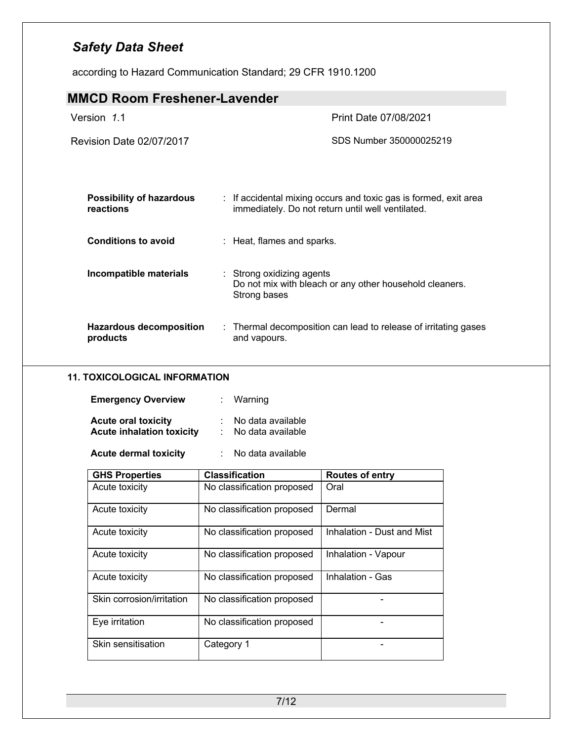| | |
|---|---|
| **Possibility of hazardous reactions** | : If accidental mixing occurs and toxic gas is formed, exit area immediately. Do not return until well ventilated. |
| **Conditions to avoid** | : Heat, flames and sparks. |
| **Incompatible materials** | : Strong oxidizing agents<br>Do not mix with bleach or any other household cleaners.<br>Strong bases |
| **Hazardous decomposition products** | : Thermal decomposition can lead to release of irritating gases and vapours. |

## 11. TOXICOLOGICAL INFORMATION

**Emergency Overview** : Warning

**Acute oral toxicity** : No data available
**Acute inhalation toxicity** : No data available

**Acute dermal toxicity** : No data available

| GHS Properties | Classification | Routes of entry |
|---|---|---|
| Acute toxicity | No classification proposed | Oral |
| Acute toxicity | No classification proposed | Dermal |
| Acute toxicity | No classification proposed | Inhalation - Dust and Mist |
| Acute toxicity | No classification proposed | Inhalation - Vapour |
| Acute toxicity | No classification proposed | Inhalation - Gas |
| Skin corrosion/irritation | No classification proposed | - |
| Eye irritation | No classification proposed | - |
| Skin sensitisation | Category 1 | - |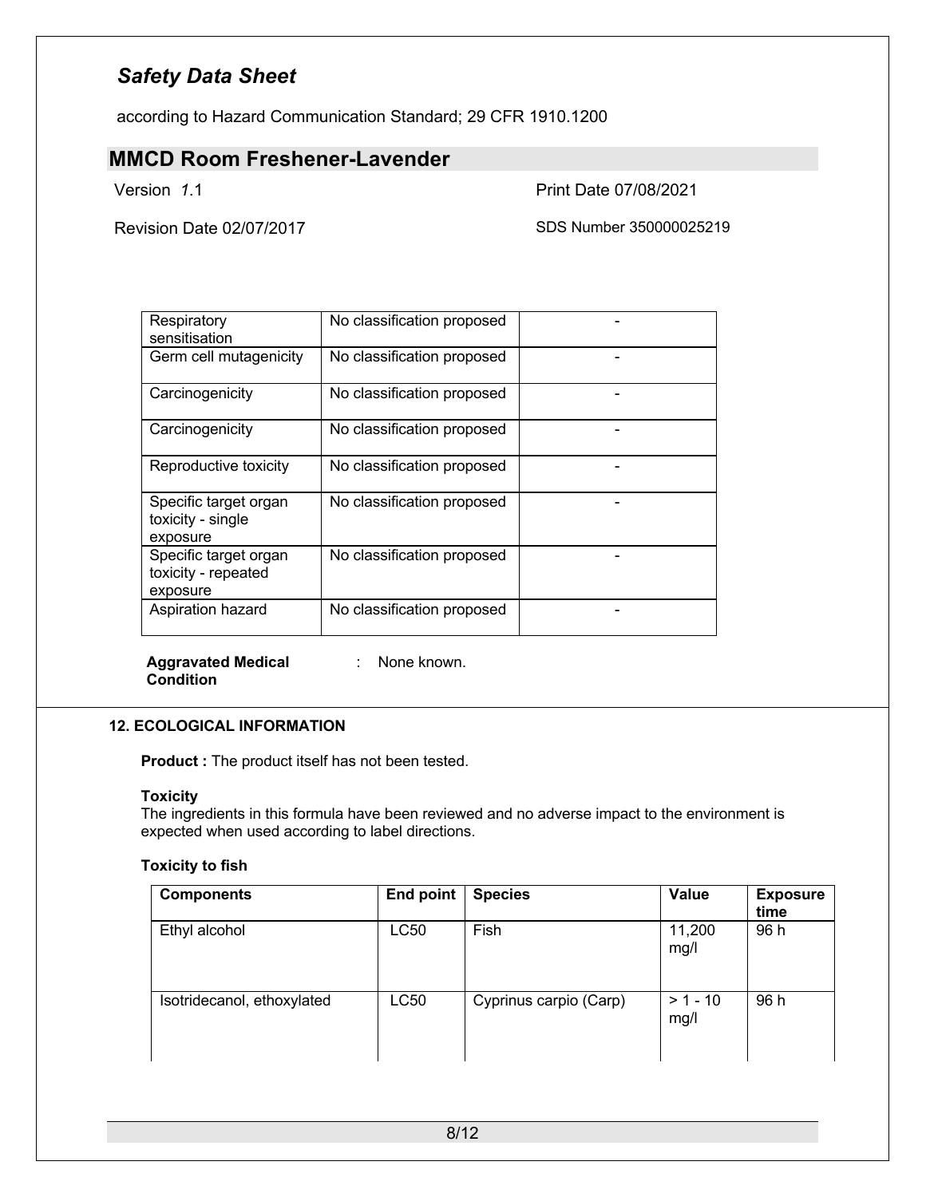| | | |
|---|---|---|
| Respiratory sensitisation | No classification proposed | - |
| Germ cell mutagenicity | No classification proposed | - |
| Carcinogenicity | No classification proposed | - |
| Carcinogenicity | No classification proposed | - |
| Reproductive toxicity | No classification proposed | - |
| Specific target organ toxicity - single exposure | No classification proposed | - |
| Specific target organ toxicity - repeated exposure | No classification proposed | - |
| Aspiration hazard | No classification proposed | - |

**Aggravated Medical Condition** : None known.

## 12. ECOLOGICAL INFORMATION

**Product :** The product itself has not been tested.

**Toxicity**

The ingredients in this formula have been reviewed and no adverse impact to the environment is expected when used according to label directions.

**Toxicity to fish**

| Components | End point | Species | Value | Exposure time |
|---|---|---|---|---|
| Ethyl alcohol | LC50 | Fish | 11,200 mg/l | 96 h |
| Isotridecanol, ethoxylated | LC50 | Cyprinus carpio (Carp) | > 1 - 10 mg/l | 96 h |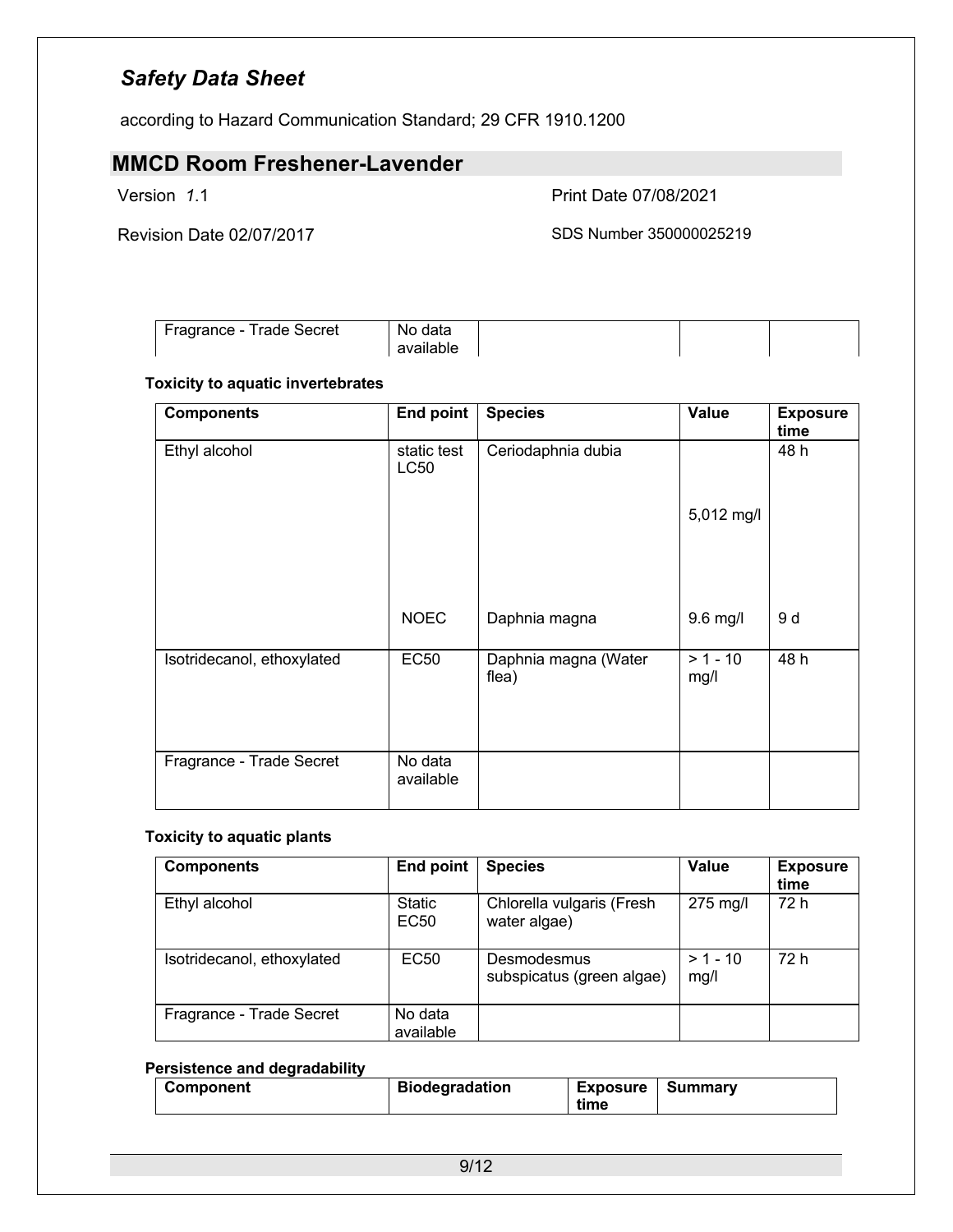| | | | | |
|---|---|---|---|---|
| Fragrance - Trade Secret | No data available | | | |

**Toxicity to aquatic invertebrates**

| Components | End point | Species | Value | Exposure time |
|---|---|---|---|---|
| Ethyl alcohol | static test LC50 | Ceriodaphnia dubia | 5,012 mg/l | 48 h |
| | NOEC | Daphnia magna | 9.6 mg/l | 9 d |
| Isotridecanol, ethoxylated | EC50 | Daphnia magna (Water flea) | > 1 - 10 mg/l | 48 h |
| Fragrance - Trade Secret | No data available | | | |

**Toxicity to aquatic plants**

| Components | End point | Species | Value | Exposure time |
|---|---|---|---|---|
| Ethyl alcohol | Static EC50 | Chlorella vulgaris (Fresh water algae) | 275 mg/l | 72 h |
| Isotridecanol, ethoxylated | EC50 | Desmodesmus subspicatus (green algae) | > 1 - 10 mg/l | 72 h |
| Fragrance - Trade Secret | No data available | | | |

**Persistence and degradability**

| Component | Biodegradation | Exposure time | Summary |
|---|---|---|---|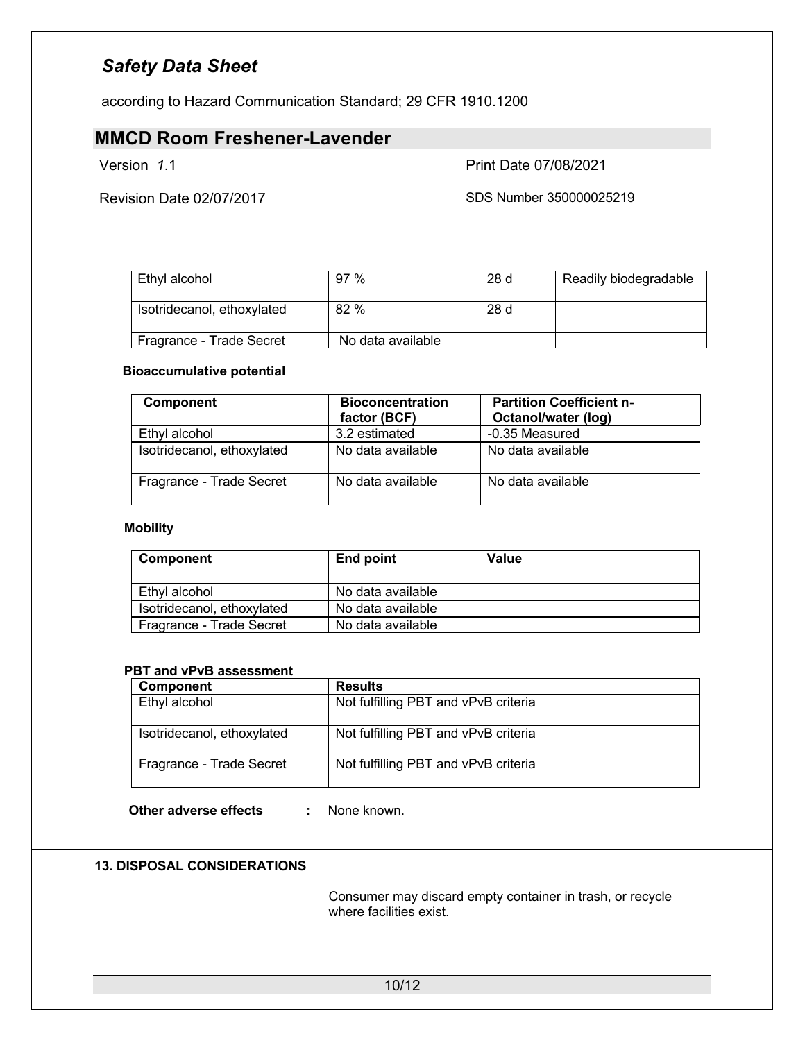| | | | |
|---|---|---|---|
| Ethyl alcohol | 97 % | 28 d | Readily biodegradable |
| Isotridecanol, ethoxylated | 82 % | 28 d | |
| Fragrance - Trade Secret | No data available | | |

**Bioaccumulative potential**

| Component | Bioconcentration factor (BCF) | Partition Coefficient n-Octanol/water (log) |
|---|---|---|
| Ethyl alcohol | 3.2 estimated | -0.35 Measured |
| Isotridecanol, ethoxylated | No data available | No data available |
| Fragrance - Trade Secret | No data available | No data available |

**Mobility**

| Component | End point | Value |
|---|---|---|
| Ethyl alcohol | No data available | |
| Isotridecanol, ethoxylated | No data available | |
| Fragrance - Trade Secret | No data available | |

**PBT and vPvB assessment**

| Component | Results |
|---|---|
| Ethyl alcohol | Not fulfilling PBT and vPvB criteria |
| Isotridecanol, ethoxylated | Not fulfilling PBT and vPvB criteria |
| Fragrance - Trade Secret | Not fulfilling PBT and vPvB criteria |

**Other adverse effects** : None known.

## 13. DISPOSAL CONSIDERATIONS

Consumer may discard empty container in trash, or recycle where facilities exist.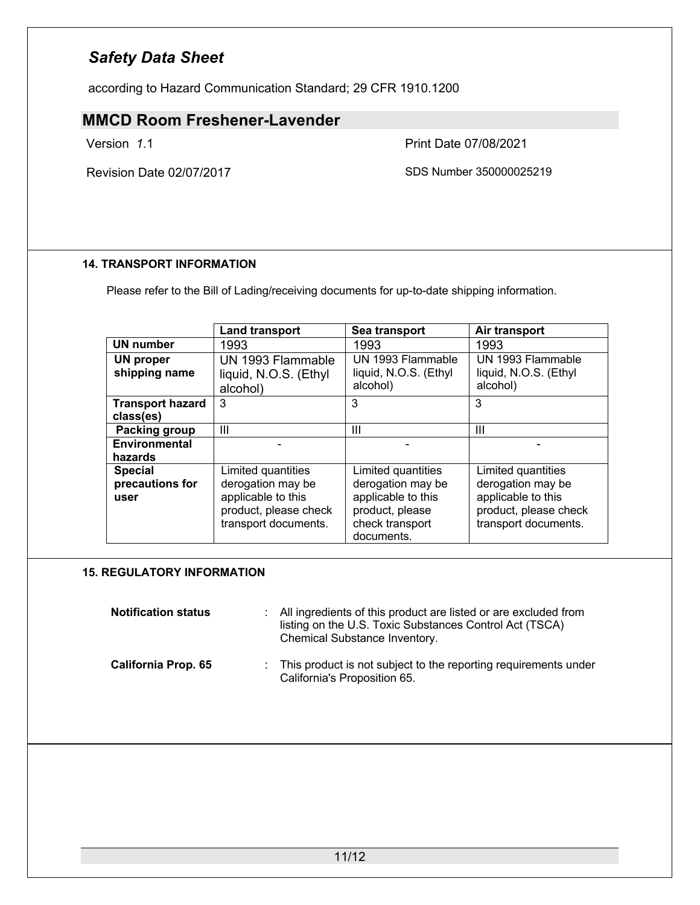## 14. TRANSPORT INFORMATION

Please refer to the Bill of Lading/receiving documents for up-to-date shipping information.

| | Land transport | Sea transport | Air transport |
|---|---|---|---|
| **UN number** | 1993 | 1993 | 1993 |
| **UN proper shipping name** | UN 1993 Flammable liquid, N.O.S. (Ethyl alcohol) | UN 1993 Flammable liquid, N.O.S. (Ethyl alcohol) | UN 1993 Flammable liquid, N.O.S. (Ethyl alcohol) |
| **Transport hazard class(es)** | 3 | 3 | 3 |
| **Packing group** | III | III | III |
| **Environmental hazards** | - | - | - |
| **Special precautions for user** | Limited quantities derogation may be applicable to this product, please check transport documents. | Limited quantities derogation may be applicable to this product, please check transport documents. | Limited quantities derogation may be applicable to this product, please check transport documents. |

## 15. REGULATORY INFORMATION

**Notification status** : All ingredients of this product are listed or are excluded from listing on the U.S. Toxic Substances Control Act (TSCA) Chemical Substance Inventory.

**California Prop. 65** : This product is not subject to the reporting requirements under California's Proposition 65.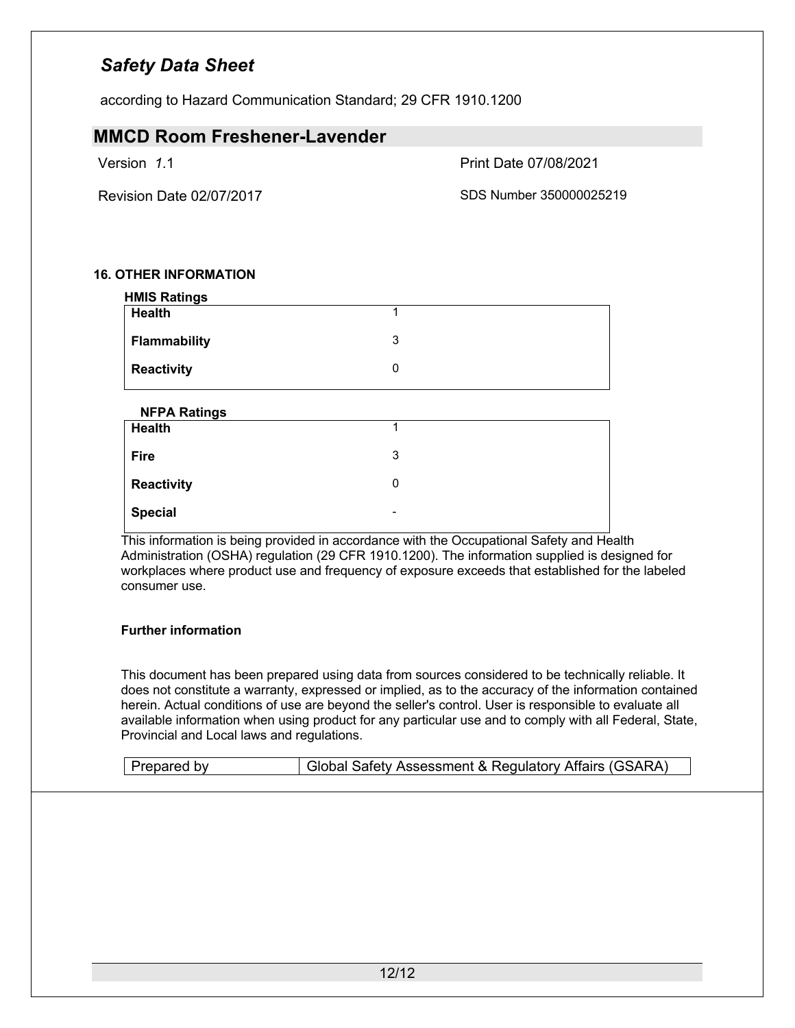# Safety Data Sheet

according to Hazard Communication Standard; 29 CFR 1910.1200

## MMCD Room Freshener-Lavender

Version *1*.1

Print Date 07/08/2021

Revision Date 02/07/2017

SDS Number 350000025219

### 16. OTHER INFORMATION

**HMIS Ratings**

| | |
|---|---|
| **Health** | 1 |
| **Flammability** | 3 |
| **Reactivity** | 0 |

**NFPA Ratings**

| | |
|---|---|
| **Health** | 1 |
| **Fire** | 3 |
| **Reactivity** | 0 |
| **Special** | - |

This information is being provided in accordance with the Occupational Safety and Health Administration (OSHA) regulation (29 CFR 1910.1200). The information supplied is designed for workplaces where product use and frequency of exposure exceeds that established for the labeled consumer use.

**Further information**

This document has been prepared using data from sources considered to be technically reliable. It does not constitute a warranty, expressed or implied, as to the accuracy of the information contained herein. Actual conditions of use are beyond the seller's control. User is responsible to evaluate all available information when using product for any particular use and to comply with all Federal, State, Provincial and Local laws and regulations.

| | |
|---|---|
| Prepared by | Global Safety Assessment & Regulatory Affairs (GSARA) |